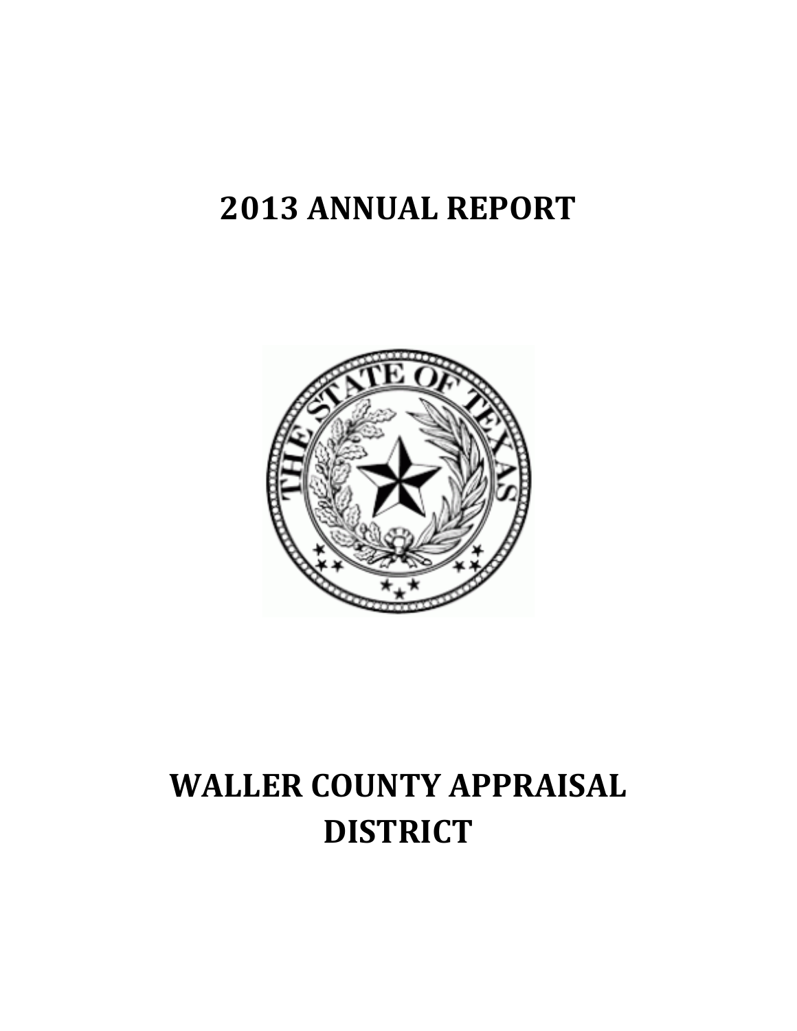# 2013 ANNUAL REPORT

# WALLER COUNTY APPRAISAL DISTRICT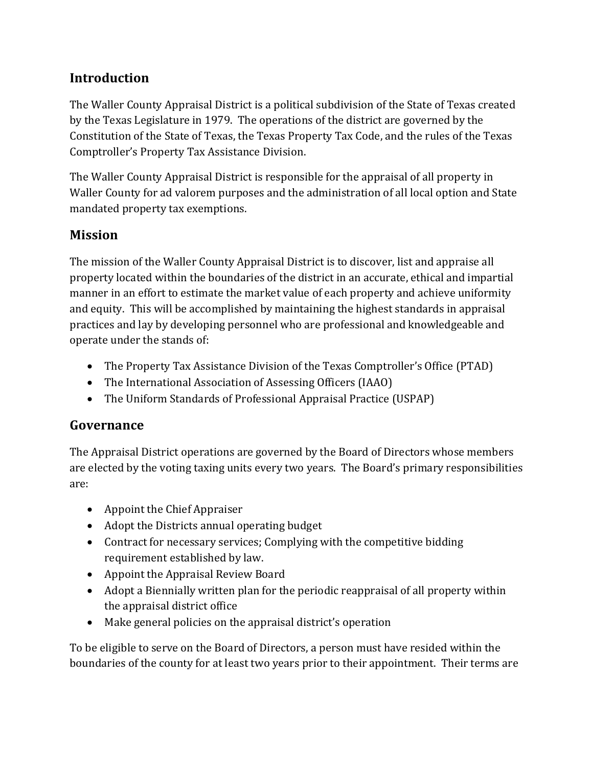## Introduction

The Waller County Appraisal District is a political subdivision of the State of Texas created by the Texas Legislature in 1979. The operations of the district are governed by the Constitution of the State of Texas, the Texas Property Tax Code, and the rules of the Texas Comptroller's Property Tax Assistance Division.

The Waller County Appraisal District is responsible for the appraisal of all property in Waller County for ad valorem purposes and the administration of all local option and State mandated property tax exemptions.

## Mission

The mission of the Waller County Appraisal District is to discover, list and appraise all property located within the boundaries of the district in an accurate, ethical and impartial manner in an effort to estimate the market value of each property and achieve uniformity and equity. This will be accomplished by maintaining the highest standards in appraisal practices and lay by developing personnel who are professional and knowledgeable and operate under the stands of:

- The Property Tax Assistance Division of the Texas Comptroller's Office (PTAD)
- The International Association of Assessing Officers (IAAO)
- The Uniform Standards of Professional Appraisal Practice (USPAP)

## Governance

The Appraisal District operations are governed by the Board of Directors whose members are elected by the voting taxing units every two years. The Board's primary responsibilities are:

- Appoint the Chief Appraiser
- Adopt the Districts annual operating budget
- Contract for necessary services; Complying with the competitive bidding requirement established by law.
- Appoint the Appraisal Review Board
- Adopt a Biennially written plan for the periodic reappraisal of all property within the appraisal district office
- Make general policies on the appraisal district's operation

To be eligible to serve on the Board of Directors, a person must have resided within the boundaries of the county for at least two years prior to their appointment. Their terms are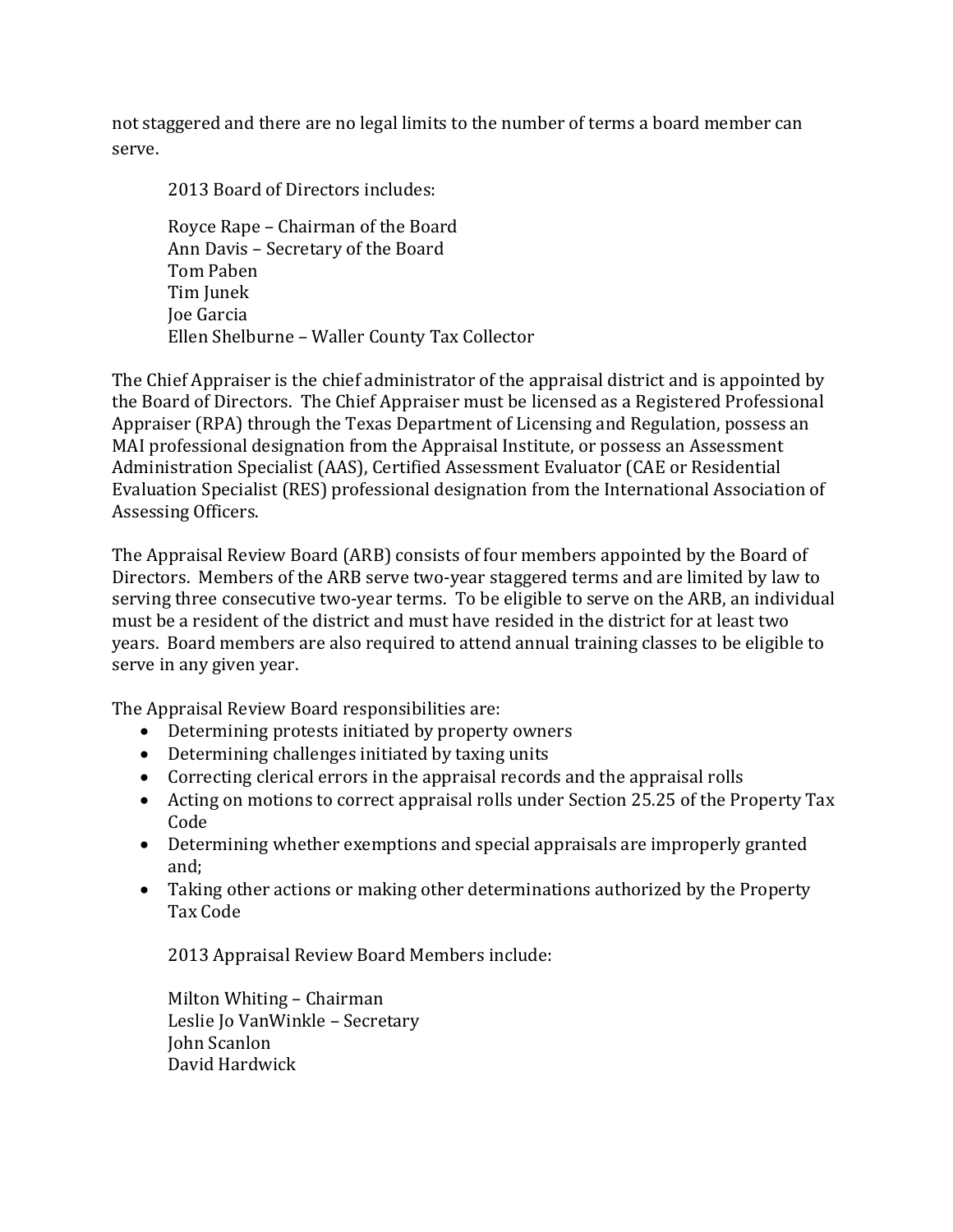not staggered and there are no legal limits to the number of terms a board member can serve.

2013 Board of Directors includes:

Royce Rape – Chairman of the Board
Ann Davis – Secretary of the Board
Tom Paben
Tim Junek
Joe Garcia
Ellen Shelburne – Waller County Tax Collector

The Chief Appraiser is the chief administrator of the appraisal district and is appointed by the Board of Directors. The Chief Appraiser must be licensed as a Registered Professional Appraiser (RPA) through the Texas Department of Licensing and Regulation, possess an MAI professional designation from the Appraisal Institute, or possess an Assessment Administration Specialist (AAS), Certified Assessment Evaluator (CAE or Residential Evaluation Specialist (RES) professional designation from the International Association of Assessing Officers.

The Appraisal Review Board (ARB) consists of four members appointed by the Board of Directors. Members of the ARB serve two-year staggered terms and are limited by law to serving three consecutive two-year terms. To be eligible to serve on the ARB, an individual must be a resident of the district and must have resided in the district for at least two years. Board members are also required to attend annual training classes to be eligible to serve in any given year.

The Appraisal Review Board responsibilities are:

- Determining protests initiated by property owners
- Determining challenges initiated by taxing units
- Correcting clerical errors in the appraisal records and the appraisal rolls
- Acting on motions to correct appraisal rolls under Section 25.25 of the Property Tax Code
- Determining whether exemptions and special appraisals are improperly granted and;
- Taking other actions or making other determinations authorized by the Property Tax Code

2013 Appraisal Review Board Members include:

Milton Whiting – Chairman
Leslie Jo VanWinkle – Secretary
John Scanlon
David Hardwick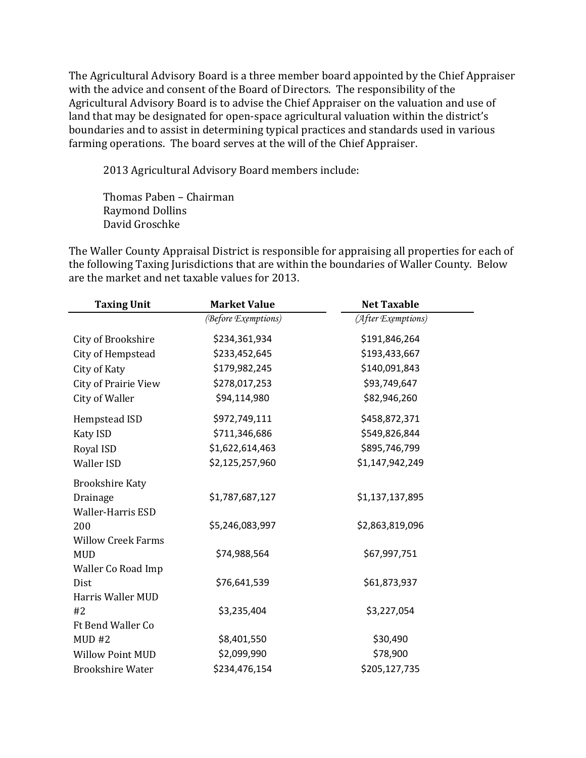The Agricultural Advisory Board is a three member board appointed by the Chief Appraiser with the advice and consent of the Board of Directors. The responsibility of the Agricultural Advisory Board is to advise the Chief Appraiser on the valuation and use of land that may be designated for open-space agricultural valuation within the district's boundaries and to assist in determining typical practices and standards used in various farming operations. The board serves at the will of the Chief Appraiser.

2013 Agricultural Advisory Board members include:

Thomas Paben – Chairman  
Raymond Dollins  
David Groschke

The Waller County Appraisal District is responsible for appraising all properties for each of the following Taxing Jurisdictions that are within the boundaries of Waller County. Below are the market and net taxable values for 2013.

| Taxing Unit | Market Value *(Before Exemptions)* | Net Taxable *(After Exemptions)* |
|---|---|---|
| City of Brookshire | $234,361,934 | $191,846,264 |
| City of Hempstead | $233,452,645 | $193,433,667 |
| City of Katy | $179,982,245 | $140,091,843 |
| City of Prairie View | $278,017,253 | $93,749,647 |
| City of Waller | $94,114,980 | $82,946,260 |
| Hempstead ISD | $972,749,111 | $458,872,371 |
| Katy ISD | $711,346,686 | $549,826,844 |
| Royal ISD | $1,622,614,463 | $895,746,799 |
| Waller ISD | $2,125,257,960 | $1,147,942,249 |
| Brookshire Katy Drainage | $1,787,687,127 | $1,137,137,895 |
| Waller-Harris ESD 200 | $5,246,083,997 | $2,863,819,096 |
| Willow Creek Farms MUD | $74,988,564 | $67,997,751 |
| Waller Co Road Imp Dist | $76,641,539 | $61,873,937 |
| Harris Waller MUD #2 | $3,235,404 | $3,227,054 |
| Ft Bend Waller Co MUD #2 | $8,401,550 | $30,490 |
| Willow Point MUD | $2,099,990 | $78,900 |
| Brookshire Water | $234,476,154 | $205,127,735 |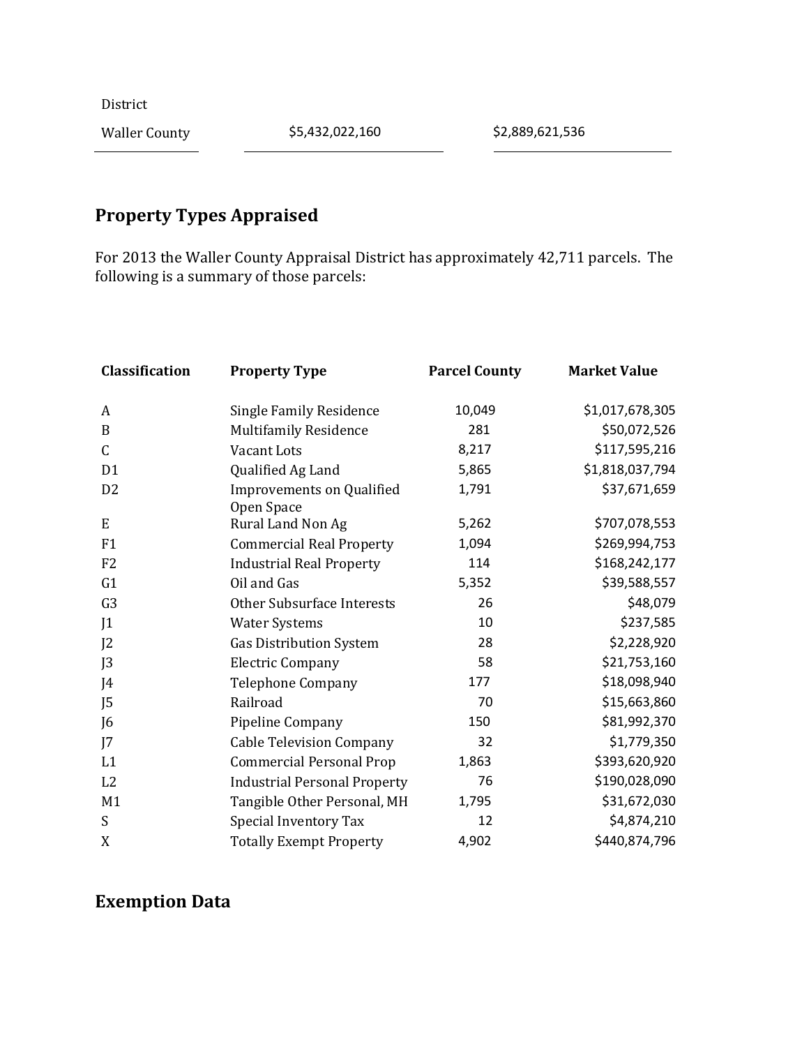| District | | |
|---|---|---|
| Waller County | $5,432,022,160 | $2,889,621,536 |

## Property Types Appraised

For 2013 the Waller County Appraisal District has approximately 42,711 parcels. The following is a summary of those parcels:

| Classification | Property Type | Parcel County | Market Value |
|---|---|---|---|
| A | Single Family Residence | 10,049 | $1,017,678,305 |
| B | Multifamily Residence | 281 | $50,072,526 |
| C | Vacant Lots | 8,217 | $117,595,216 |
| D1 | Qualified Ag Land | 5,865 | $1,818,037,794 |
| D2 | Improvements on Qualified Open Space | 1,791 | $37,671,659 |
| E | Rural Land Non Ag | 5,262 | $707,078,553 |
| F1 | Commercial Real Property | 1,094 | $269,994,753 |
| F2 | Industrial Real Property | 114 | $168,242,177 |
| G1 | Oil and Gas | 5,352 | $39,588,557 |
| G3 | Other Subsurface Interests | 26 | $48,079 |
| J1 | Water Systems | 10 | $237,585 |
| J2 | Gas Distribution System | 28 | $2,228,920 |
| J3 | Electric Company | 58 | $21,753,160 |
| J4 | Telephone Company | 177 | $18,098,940 |
| J5 | Railroad | 70 | $15,663,860 |
| J6 | Pipeline Company | 150 | $81,992,370 |
| J7 | Cable Television Company | 32 | $1,779,350 |
| L1 | Commercial Personal Prop | 1,863 | $393,620,920 |
| L2 | Industrial Personal Property | 76 | $190,028,090 |
| M1 | Tangible Other Personal, MH | 1,795 | $31,672,030 |
| S | Special Inventory Tax | 12 | $4,874,210 |
| X | Totally Exempt Property | 4,902 | $440,874,796 |

## Exemption Data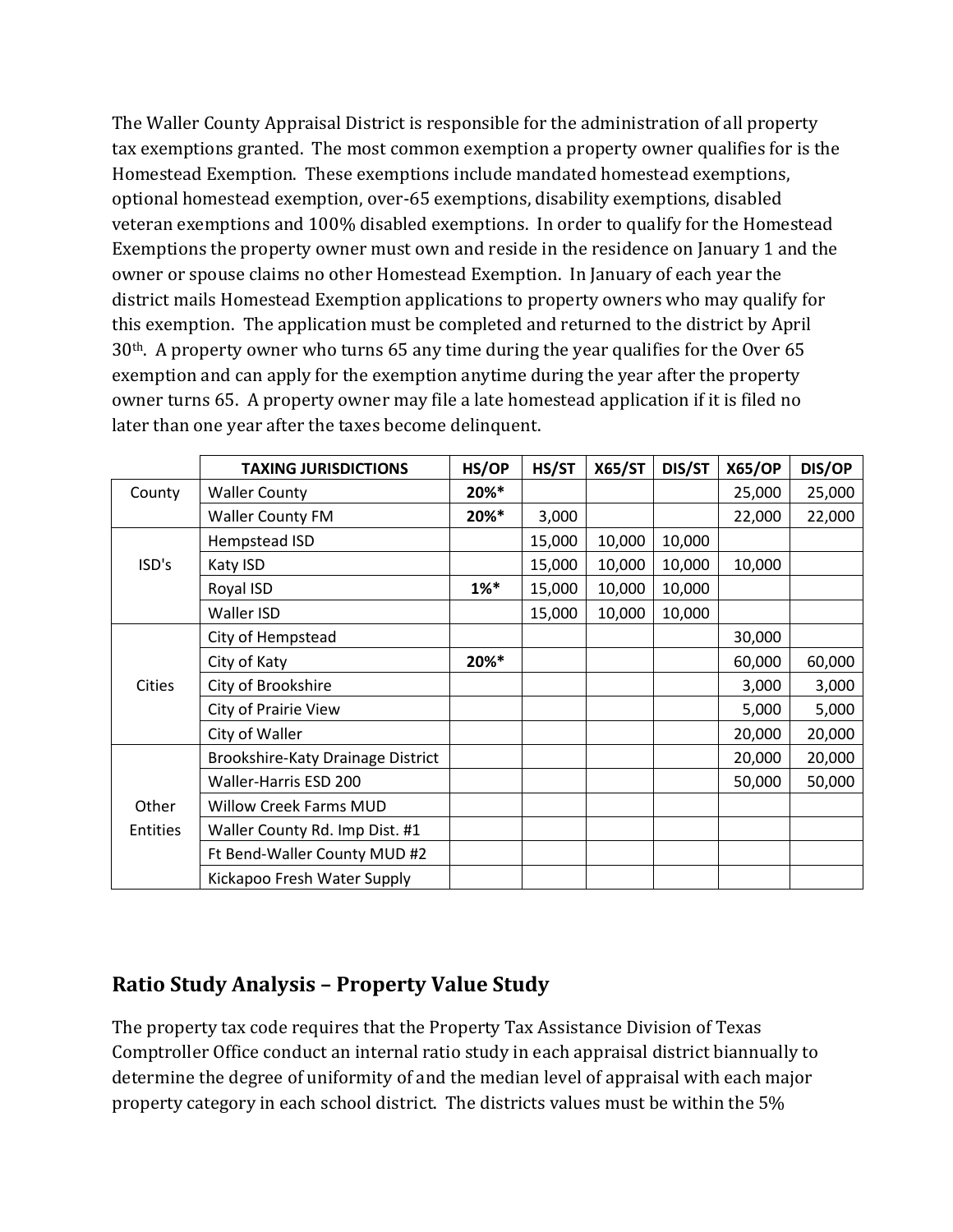The Waller County Appraisal District is responsible for the administration of all property tax exemptions granted. The most common exemption a property owner qualifies for is the Homestead Exemption. These exemptions include mandated homestead exemptions, optional homestead exemption, over-65 exemptions, disability exemptions, disabled veteran exemptions and 100% disabled exemptions. In order to qualify for the Homestead Exemptions the property owner must own and reside in the residence on January 1 and the owner or spouse claims no other Homestead Exemption. In January of each year the district mails Homestead Exemption applications to property owners who may qualify for this exemption. The application must be completed and returned to the district by April 30th. A property owner who turns 65 any time during the year qualifies for the Over 65 exemption and can apply for the exemption anytime during the year after the property owner turns 65. A property owner may file a late homestead application if it is filed no later than one year after the taxes become delinquent.

| | TAXING JURISDICTIONS | HS/OP | HS/ST | X65/ST | DIS/ST | X65/OP | DIS/OP |
|---|---|---|---|---|---|---|---|
| County | Waller County | **20%*** | | | | 25,000 | 25,000 |
| | Waller County FM | **20%*** | 3,000 | | | 22,000 | 22,000 |
| ISD's | Hempstead ISD | | 15,000 | 10,000 | 10,000 | | |
| | Katy ISD | | 15,000 | 10,000 | 10,000 | 10,000 | |
| | Royal ISD | **1%*** | 15,000 | 10,000 | 10,000 | | |
| | Waller ISD | | 15,000 | 10,000 | 10,000 | | |
| Cities | City of Hempstead | | | | | 30,000 | |
| | City of Katy | **20%*** | | | | 60,000 | 60,000 |
| | City of Brookshire | | | | | 3,000 | 3,000 |
| | City of Prairie View | | | | | 5,000 | 5,000 |
| | City of Waller | | | | | 20,000 | 20,000 |
| Other Entities | Brookshire-Katy Drainage District | | | | | 20,000 | 20,000 |
| | Waller-Harris ESD 200 | | | | | 50,000 | 50,000 |
| | Willow Creek Farms MUD | | | | | | |
| | Waller County Rd. Imp Dist. #1 | | | | | | |
| | Ft Bend-Waller County MUD #2 | | | | | | |
| | Kickapoo Fresh Water Supply | | | | | | |

## Ratio Study Analysis – Property Value Study

The property tax code requires that the Property Tax Assistance Division of Texas Comptroller Office conduct an internal ratio study in each appraisal district biannually to determine the degree of uniformity of and the median level of appraisal with each major property category in each school district. The districts values must be within the 5%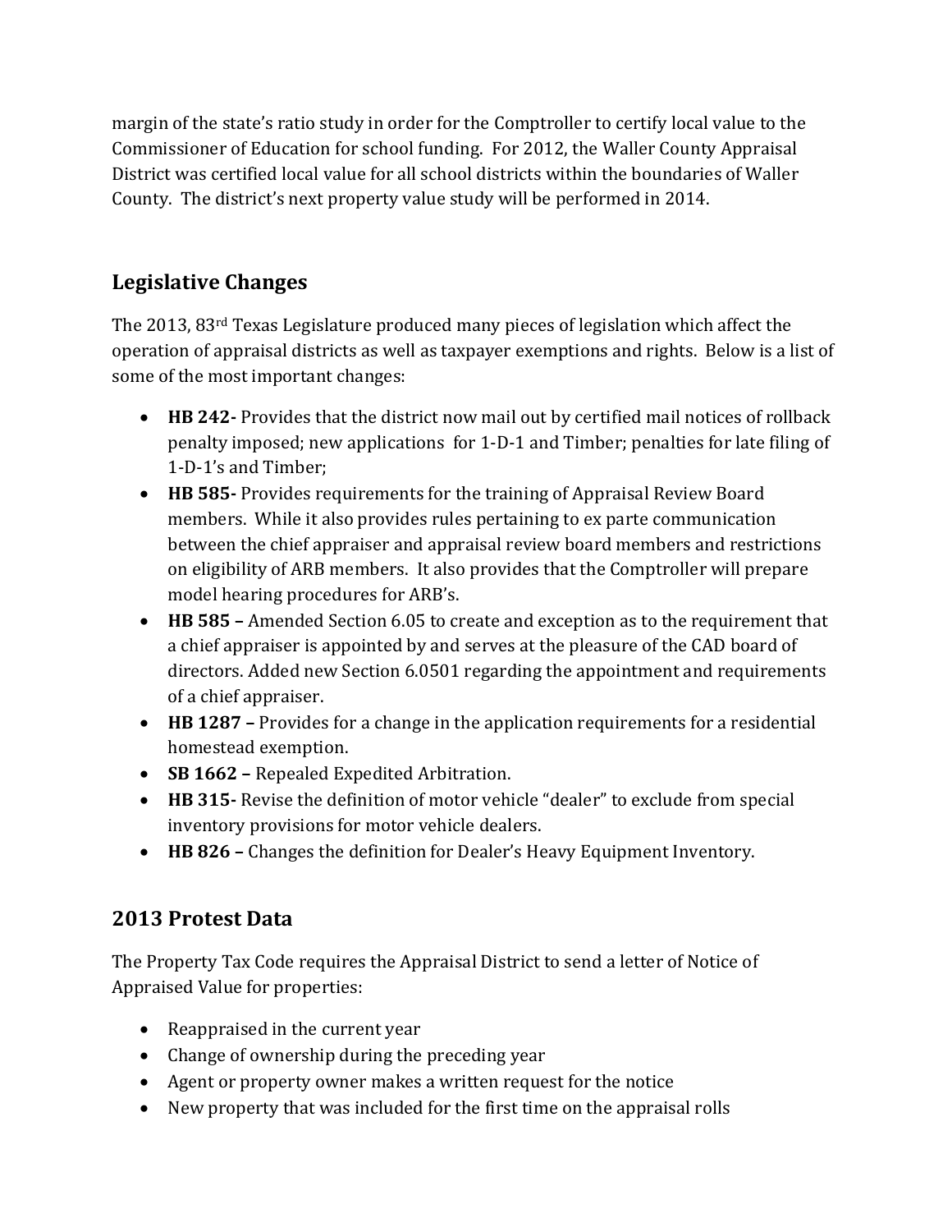margin of the state's ratio study in order for the Comptroller to certify local value to the Commissioner of Education for school funding. For 2012, the Waller County Appraisal District was certified local value for all school districts within the boundaries of Waller County. The district's next property value study will be performed in 2014.

## Legislative Changes

The 2013, 83rd Texas Legislature produced many pieces of legislation which affect the operation of appraisal districts as well as taxpayer exemptions and rights. Below is a list of some of the most important changes:

- **HB 242-** Provides that the district now mail out by certified mail notices of rollback penalty imposed; new applications for 1-D-1 and Timber; penalties for late filing of 1-D-1's and Timber;
- **HB 585-** Provides requirements for the training of Appraisal Review Board members. While it also provides rules pertaining to ex parte communication between the chief appraiser and appraisal review board members and restrictions on eligibility of ARB members. It also provides that the Comptroller will prepare model hearing procedures for ARB's.
- **HB 585 –** Amended Section 6.05 to create and exception as to the requirement that a chief appraiser is appointed by and serves at the pleasure of the CAD board of directors. Added new Section 6.0501 regarding the appointment and requirements of a chief appraiser.
- **HB 1287 –** Provides for a change in the application requirements for a residential homestead exemption.
- **SB 1662 –** Repealed Expedited Arbitration.
- **HB 315-** Revise the definition of motor vehicle "dealer" to exclude from special inventory provisions for motor vehicle dealers.
- **HB 826 –** Changes the definition for Dealer's Heavy Equipment Inventory.

## 2013 Protest Data

The Property Tax Code requires the Appraisal District to send a letter of Notice of Appraised Value for properties:

- Reappraised in the current year
- Change of ownership during the preceding year
- Agent or property owner makes a written request for the notice
- New property that was included for the first time on the appraisal rolls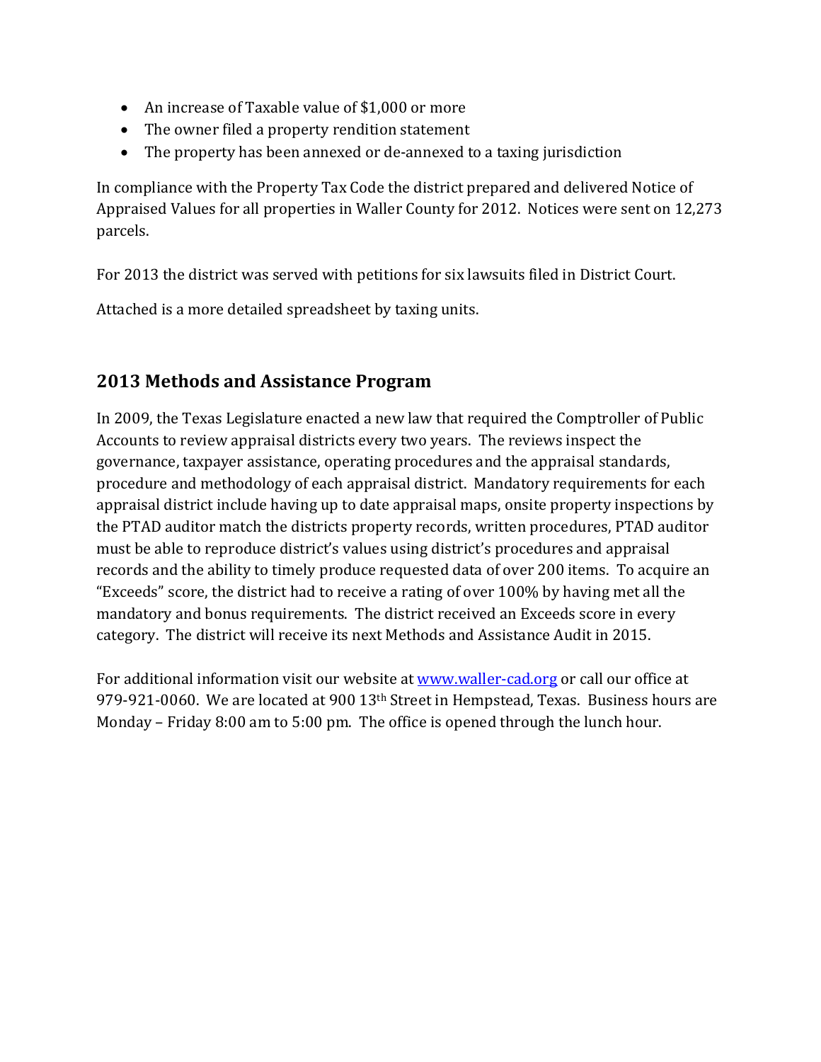- An increase of Taxable value of $1,000 or more
- The owner filed a property rendition statement
- The property has been annexed or de-annexed to a taxing jurisdiction

In compliance with the Property Tax Code the district prepared and delivered Notice of Appraised Values for all properties in Waller County for 2012. Notices were sent on 12,273 parcels.

For 2013 the district was served with petitions for six lawsuits filed in District Court.

Attached is a more detailed spreadsheet by taxing units.

## 2013 Methods and Assistance Program

In 2009, the Texas Legislature enacted a new law that required the Comptroller of Public Accounts to review appraisal districts every two years. The reviews inspect the governance, taxpayer assistance, operating procedures and the appraisal standards, procedure and methodology of each appraisal district. Mandatory requirements for each appraisal district include having up to date appraisal maps, onsite property inspections by the PTAD auditor match the districts property records, written procedures, PTAD auditor must be able to reproduce district's values using district's procedures and appraisal records and the ability to timely produce requested data of over 200 items. To acquire an "Exceeds" score, the district had to receive a rating of over 100% by having met all the mandatory and bonus requirements. The district received an Exceeds score in every category. The district will receive its next Methods and Assistance Audit in 2015.

For additional information visit our website at [www.waller-cad.org](http://www.waller-cad.org) or call our office at 979-921-0060. We are located at 900 13th Street in Hempstead, Texas. Business hours are Monday – Friday 8:00 am to 5:00 pm. The office is opened through the lunch hour.